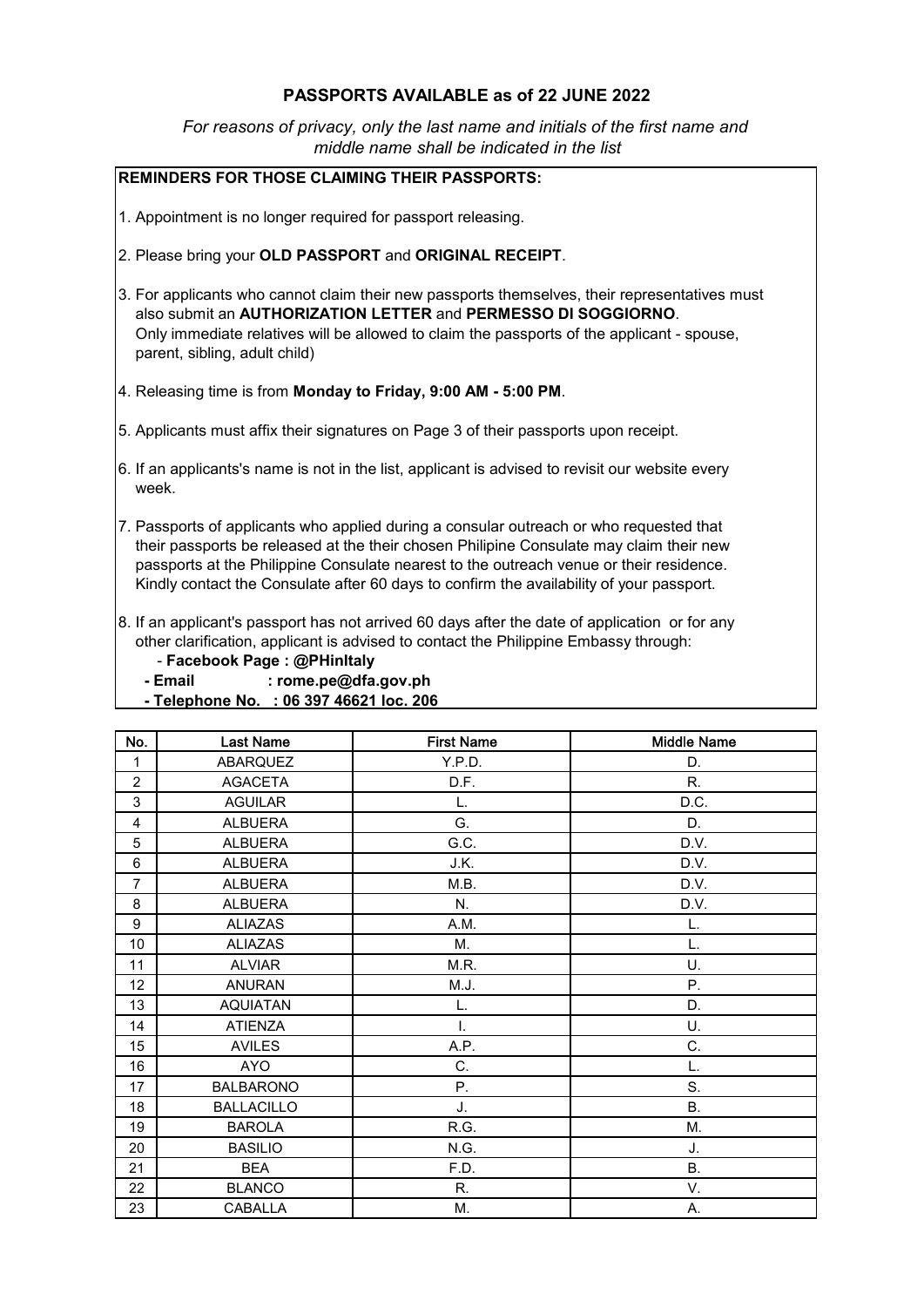# PASSPORTS AVAILABLE as of 22 JUNE 2022

*For reasons of privacy, only the last name and initials of the first name and middle name shall be indicated in the list*

**REMINDERS FOR THOSE CLAIMING THEIR PASSPORTS:**

1. Appointment is no longer required for passport releasing.

2. Please bring your **OLD PASSPORT** and **ORIGINAL RECEIPT**.

3. For applicants who cannot claim their new passports themselves, their representatives must also submit an **AUTHORIZATION LETTER** and **PERMESSO DI SOGGIORNO**. Only immediate relatives will be allowed to claim the passports of the applicant - spouse, parent, sibling, adult child)

4. Releasing time is from **Monday to Friday, 9:00 AM - 5:00 PM**.

5. Applicants must affix their signatures on Page 3 of their passports upon receipt.

6. If an applicants's name is not in the list, applicant is advised to revisit our website every week.

7. Passports of applicants who applied during a consular outreach or who requested that their passports be released at the their chosen Philipine Consulate may claim their new passports at the Philippine Consulate nearest to the outreach venue or their residence. Kindly contact the Consulate after 60 days to confirm the availability of your passport.

8. If an applicant's passport has not arrived 60 days after the date of application or for any other clarification, applicant is advised to contact the Philippine Embassy through:
   - **Facebook Page : @PHinItaly**
   - **Email : rome.pe@dfa.gov.ph**
   - **Telephone No. : 06 397 46621 loc. 206**

| No. | Last Name | First Name | Middle Name |
|---|---|---|---|
| 1 | ABARQUEZ | Y.P.D. | D. |
| 2 | AGACETA | D.F. | R. |
| 3 | AGUILAR | L. | D.C. |
| 4 | ALBUERA | G. | D. |
| 5 | ALBUERA | G.C. | D.V. |
| 6 | ALBUERA | J.K. | D.V. |
| 7 | ALBUERA | M.B. | D.V. |
| 8 | ALBUERA | N. | D.V. |
| 9 | ALIAZAS | A.M. | L. |
| 10 | ALIAZAS | M. | L. |
| 11 | ALVIAR | M.R. | U. |
| 12 | ANURAN | M.J. | P. |
| 13 | AQUIATAN | L. | D. |
| 14 | ATIENZA | I. | U. |
| 15 | AVILES | A.P. | C. |
| 16 | AYO | C. | L. |
| 17 | BALBARONO | P. | S. |
| 18 | BALLACILLO | J. | B. |
| 19 | BAROLA | R.G. | M. |
| 20 | BASILIO | N.G. | J. |
| 21 | BEA | F.D. | B. |
| 22 | BLANCO | R. | V. |
| 23 | CABALLA | M. | A. |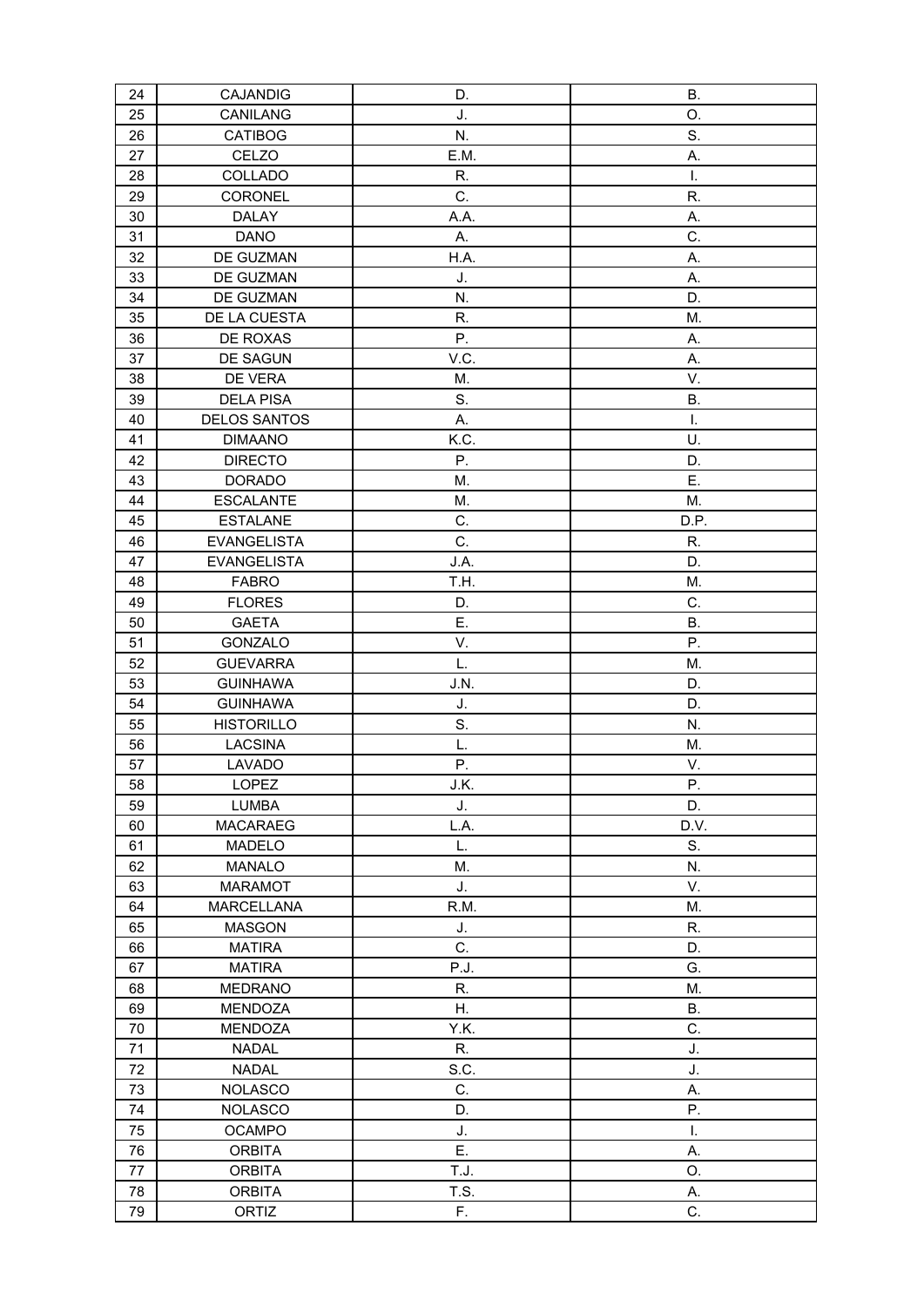| | | | |
|---|---|---|---|
| 24 | CAJANDIG | D. | B. |
| 25 | CANILANG | J. | O. |
| 26 | CATIBOG | N. | S. |
| 27 | CELZO | E.M. | A. |
| 28 | COLLADO | R. | I. |
| 29 | CORONEL | C. | R. |
| 30 | DALAY | A.A. | A. |
| 31 | DANO | A. | C. |
| 32 | DE GUZMAN | H.A. | A. |
| 33 | DE GUZMAN | J. | A. |
| 34 | DE GUZMAN | N. | D. |
| 35 | DE LA CUESTA | R. | M. |
| 36 | DE ROXAS | P. | A. |
| 37 | DE SAGUN | V.C. | A. |
| 38 | DE VERA | M. | V. |
| 39 | DELA PISA | S. | B. |
| 40 | DELOS SANTOS | A. | I. |
| 41 | DIMAANO | K.C. | U. |
| 42 | DIRECTO | P. | D. |
| 43 | DORADO | M. | E. |
| 44 | ESCALANTE | M. | M. |
| 45 | ESTALANE | C. | D.P. |
| 46 | EVANGELISTA | C. | R. |
| 47 | EVANGELISTA | J.A. | D. |
| 48 | FABRO | T.H. | M. |
| 49 | FLORES | D. | C. |
| 50 | GAETA | E. | B. |
| 51 | GONZALO | V. | P. |
| 52 | GUEVARRA | L. | M. |
| 53 | GUINHAWA | J.N. | D. |
| 54 | GUINHAWA | J. | D. |
| 55 | HISTORILLO | S. | N. |
| 56 | LACSINA | L. | M. |
| 57 | LAVADO | P. | V. |
| 58 | LOPEZ | J.K. | P. |
| 59 | LUMBA | J. | D. |
| 60 | MACARAEG | L.A. | D.V. |
| 61 | MADELO | L. | S. |
| 62 | MANALO | M. | N. |
| 63 | MARAMOT | J. | V. |
| 64 | MARCELLANA | R.M. | M. |
| 65 | MASGON | J. | R. |
| 66 | MATIRA | C. | D. |
| 67 | MATIRA | P.J. | G. |
| 68 | MEDRANO | R. | M. |
| 69 | MENDOZA | H. | B. |
| 70 | MENDOZA | Y.K. | C. |
| 71 | NADAL | R. | J. |
| 72 | NADAL | S.C. | J. |
| 73 | NOLASCO | C. | A. |
| 74 | NOLASCO | D. | P. |
| 75 | OCAMPO | J. | I. |
| 76 | ORBITA | E. | A. |
| 77 | ORBITA | T.J. | O. |
| 78 | ORBITA | T.S. | A. |
| 79 | ORTIZ | F. | C. |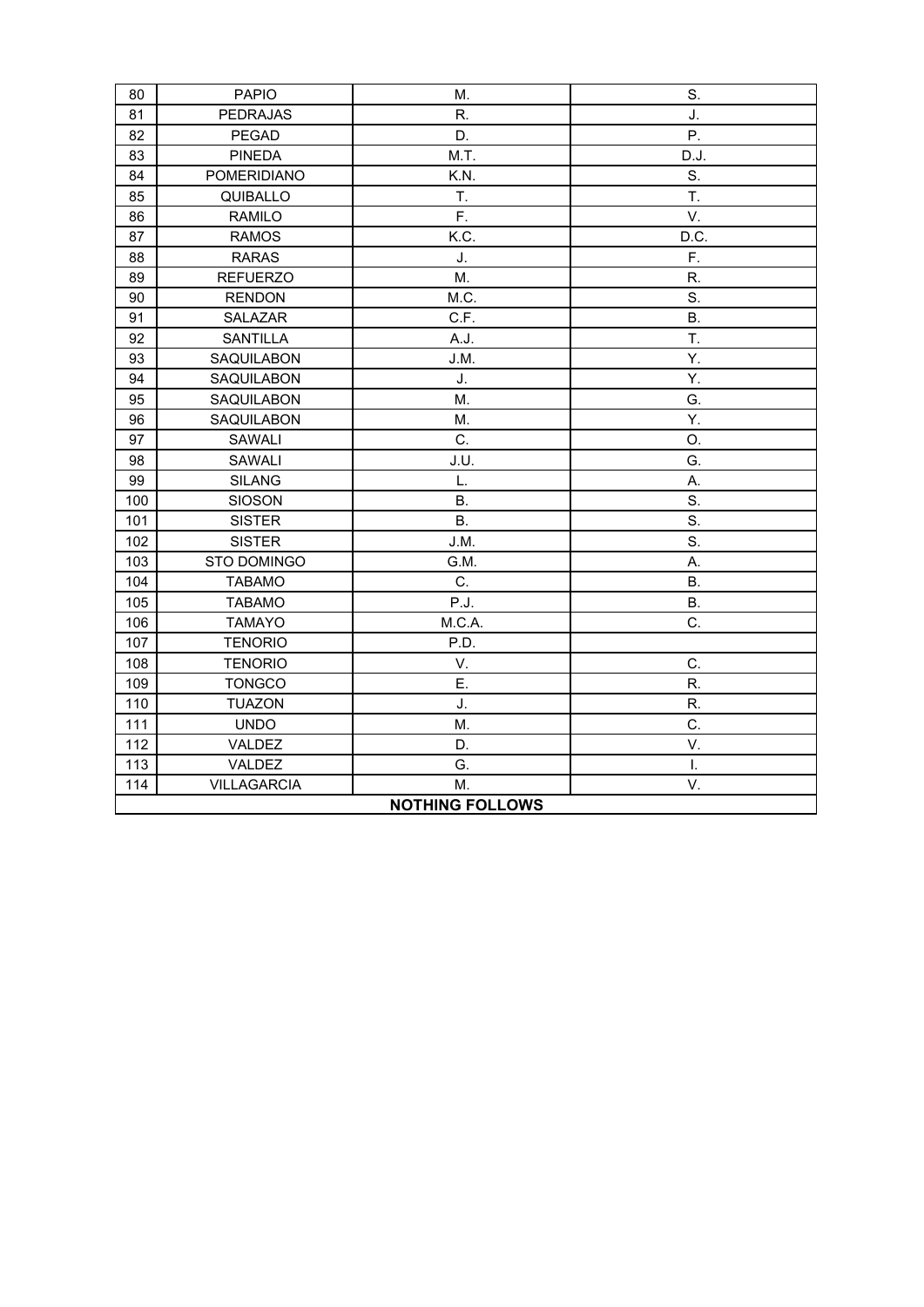| | | | |
|---|---|---|---|
| 80 | PAPIO | M. | S. |
| 81 | PEDRAJAS | R. | J. |
| 82 | PEGAD | D. | P. |
| 83 | PINEDA | M.T. | D.J. |
| 84 | POMERIDIANO | K.N. | S. |
| 85 | QUIBALLO | T. | T. |
| 86 | RAMILO | F. | V. |
| 87 | RAMOS | K.C. | D.C. |
| 88 | RARAS | J. | F. |
| 89 | REFUERZO | M. | R. |
| 90 | RENDON | M.C. | S. |
| 91 | SALAZAR | C.F. | B. |
| 92 | SANTILLA | A.J. | T. |
| 93 | SAQUILABON | J.M. | Y. |
| 94 | SAQUILABON | J. | Y. |
| 95 | SAQUILABON | M. | G. |
| 96 | SAQUILABON | M. | Y. |
| 97 | SAWALI | C. | O. |
| 98 | SAWALI | J.U. | G. |
| 99 | SILANG | L. | A. |
| 100 | SIOSON | B. | S. |
| 101 | SISTER | B. | S. |
| 102 | SISTER | J.M. | S. |
| 103 | STO DOMINGO | G.M. | A. |
| 104 | TABAMO | C. | B. |
| 105 | TABAMO | P.J. | B. |
| 106 | TAMAYO | M.C.A. | C. |
| 107 | TENORIO | P.D. | |
| 108 | TENORIO | V. | C. |
| 109 | TONGCO | E. | R. |
| 110 | TUAZON | J. | R. |
| 111 | UNDO | M. | C. |
| 112 | VALDEZ | D. | V. |
| 113 | VALDEZ | G. | I. |
| 114 | VILLAGARCIA | M. | V. |

**NOTHING FOLLOWS**